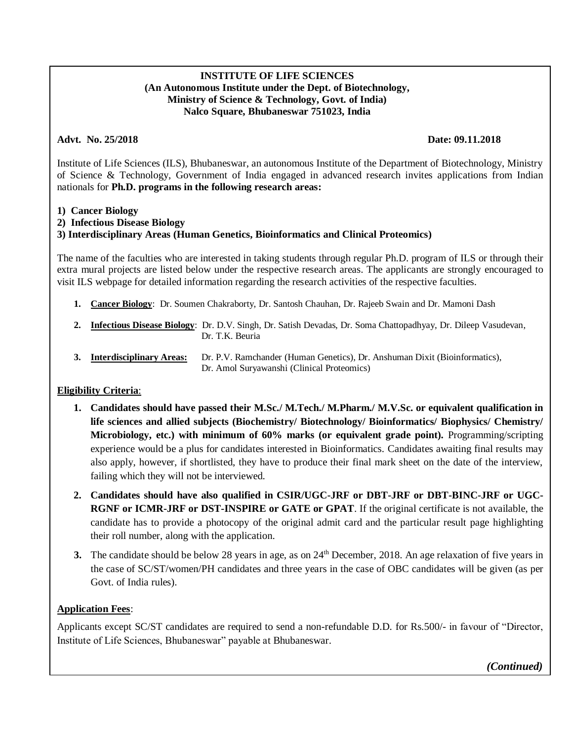**INSTITUTE OF LIFE SCIENCES**
**(An Autonomous Institute under the Dept. of Biotechnology,**
**Ministry of Science & Technology, Govt. of India)**
**Nalco Square, Bhubaneswar 751023, India**

**Advt. No. 25/2018** **Date: 09.11.2018**

Institute of Life Sciences (ILS), Bhubaneswar, an autonomous Institute of the Department of Biotechnology, Ministry of Science & Technology, Government of India engaged in advanced research invites applications from Indian nationals for **Ph.D. programs in the following research areas:**

**1) Cancer Biology**
**2) Infectious Disease Biology**
**3) Interdisciplinary Areas (Human Genetics, Bioinformatics and Clinical Proteomics)**

The name of the faculties who are interested in taking students through regular Ph.D. program of ILS or through their extra mural projects are listed below under the respective research areas. The applicants are strongly encouraged to visit ILS webpage for detailed information regarding the research activities of the respective faculties.

1. **Cancer Biology**: Dr. Soumen Chakraborty, Dr. Santosh Chauhan, Dr. Rajeeb Swain and Dr. Mamoni Dash
2. **Infectious Disease Biology**: Dr. D.V. Singh, Dr. Satish Devadas, Dr. Soma Chattopadhyay, Dr. Dileep Vasudevan, Dr. T.K. Beuria
3. **Interdisciplinary Areas:** Dr. P.V. Ramchander (Human Genetics), Dr. Anshuman Dixit (Bioinformatics), Dr. Amol Suryawanshi (Clinical Proteomics)

**Eligibility Criteria**:

1. **Candidates should have passed their M.Sc./ M.Tech./ M.Pharm./ M.V.Sc. or equivalent qualification in life sciences and allied subjects (Biochemistry/ Biotechnology/ Bioinformatics/ Biophysics/ Chemistry/ Microbiology, etc.) with minimum of 60% marks (or equivalent grade point).** Programming/scripting experience would be a plus for candidates interested in Bioinformatics. Candidates awaiting final results may also apply, however, if shortlisted, they have to produce their final mark sheet on the date of the interview, failing which they will not be interviewed.
2. **Candidates should have also qualified in CSIR/UGC-JRF or DBT-JRF or DBT-BINC-JRF or UGC-RGNF or ICMR-JRF or DST-INSPIRE or GATE or GPAT**. If the original certificate is not available, the candidate has to provide a photocopy of the original admit card and the particular result page highlighting their roll number, along with the application.
3. The candidate should be below 28 years in age, as on 24th December, 2018. An age relaxation of five years in the case of SC/ST/women/PH candidates and three years in the case of OBC candidates will be given (as per Govt. of India rules).

**Application Fees**:

Applicants except SC/ST candidates are required to send a non-refundable D.D. for Rs.500/- in favour of "Director, Institute of Life Sciences, Bhubaneswar" payable at Bhubaneswar.

***(Continued)***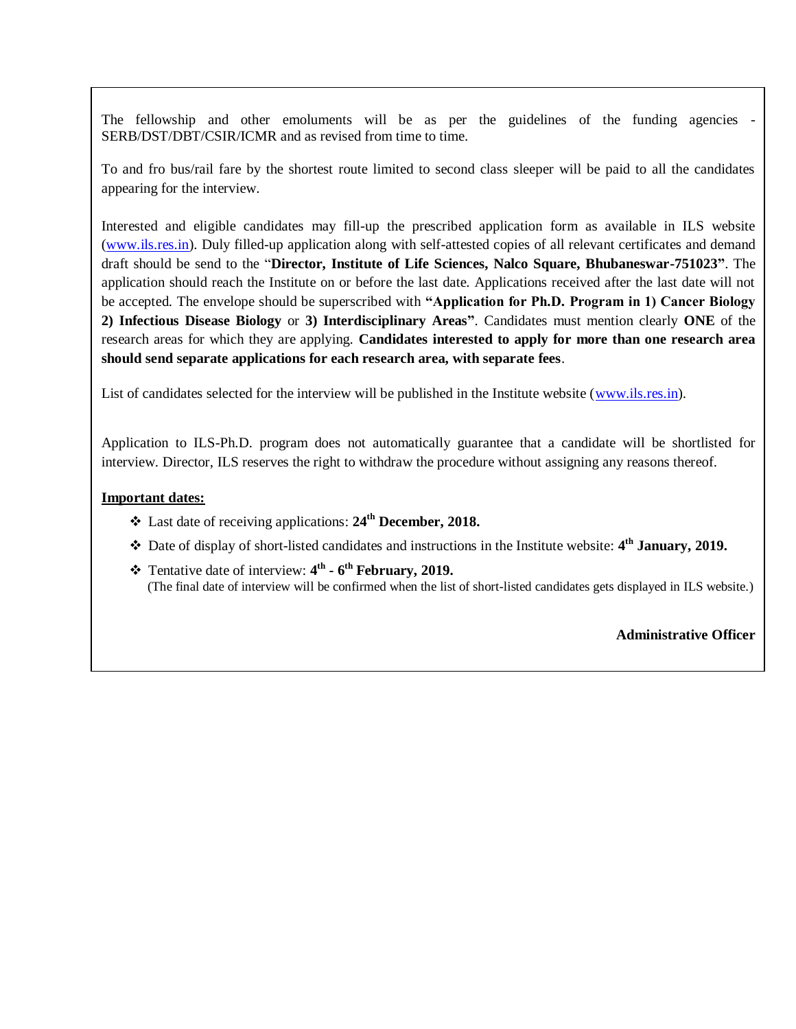The fellowship and other emoluments will be as per the guidelines of the funding agencies - SERB/DST/DBT/CSIR/ICMR and as revised from time to time.

To and fro bus/rail fare by the shortest route limited to second class sleeper will be paid to all the candidates appearing for the interview.

Interested and eligible candidates may fill-up the prescribed application form as available in ILS website (www.ils.res.in). Duly filled-up application along with self-attested copies of all relevant certificates and demand draft should be send to the "**Director, Institute of Life Sciences, Nalco Square, Bhubaneswar-751023"**. The application should reach the Institute on or before the last date. Applications received after the last date will not be accepted. The envelope should be superscribed with **"Application for Ph.D. Program in 1) Cancer Biology 2) Infectious Disease Biology** or **3) Interdisciplinary Areas"**. Candidates must mention clearly **ONE** of the research areas for which they are applying. **Candidates interested to apply for more than one research area should send separate applications for each research area, with separate fees**.

List of candidates selected for the interview will be published in the Institute website (www.ils.res.in).

Application to ILS-Ph.D. program does not automatically guarantee that a candidate will be shortlisted for interview. Director, ILS reserves the right to withdraw the procedure without assigning any reasons thereof.

**Important dates:**

- Last date of receiving applications: **24th December, 2018.**
- Date of display of short-listed candidates and instructions in the Institute website: **4th January, 2019.**
- Tentative date of interview: **4th - 6th February, 2019.**
  (The final date of interview will be confirmed when the list of short-listed candidates gets displayed in ILS website.)

**Administrative Officer**